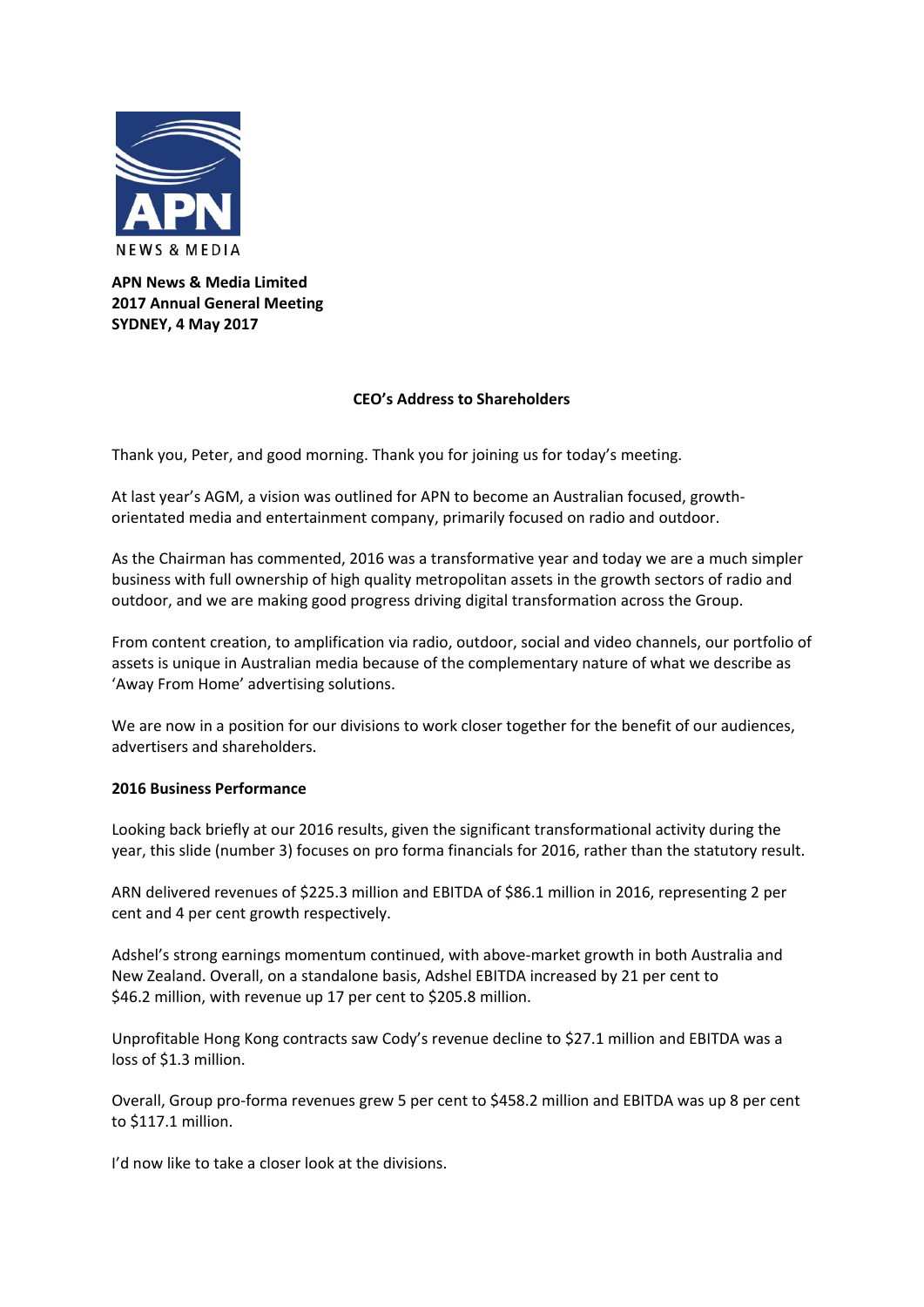**APN News & Media Limited**
**2017 Annual General Meeting**
**SYDNEY, 4 May 2017**

## CEO's Address to Shareholders

Thank you, Peter, and good morning. Thank you for joining us for today's meeting.

At last year's AGM, a vision was outlined for APN to become an Australian focused, growth-orientated media and entertainment company, primarily focused on radio and outdoor.

As the Chairman has commented, 2016 was a transformative year and today we are a much simpler business with full ownership of high quality metropolitan assets in the growth sectors of radio and outdoor, and we are making good progress driving digital transformation across the Group.

From content creation, to amplification via radio, outdoor, social and video channels, our portfolio of assets is unique in Australian media because of the complementary nature of what we describe as 'Away From Home' advertising solutions.

We are now in a position for our divisions to work closer together for the benefit of our audiences, advertisers and shareholders.

### 2016 Business Performance

Looking back briefly at our 2016 results, given the significant transformational activity during the year, this slide (number 3) focuses on pro forma financials for 2016, rather than the statutory result.

ARN delivered revenues of $225.3 million and EBITDA of $86.1 million in 2016, representing 2 per cent and 4 per cent growth respectively.

Adshel's strong earnings momentum continued, with above-market growth in both Australia and New Zealand. Overall, on a standalone basis, Adshel EBITDA increased by 21 per cent to $46.2 million, with revenue up 17 per cent to $205.8 million.

Unprofitable Hong Kong contracts saw Cody's revenue decline to $27.1 million and EBITDA was a loss of $1.3 million.

Overall, Group pro-forma revenues grew 5 per cent to $458.2 million and EBITDA was up 8 per cent to $117.1 million.

I'd now like to take a closer look at the divisions.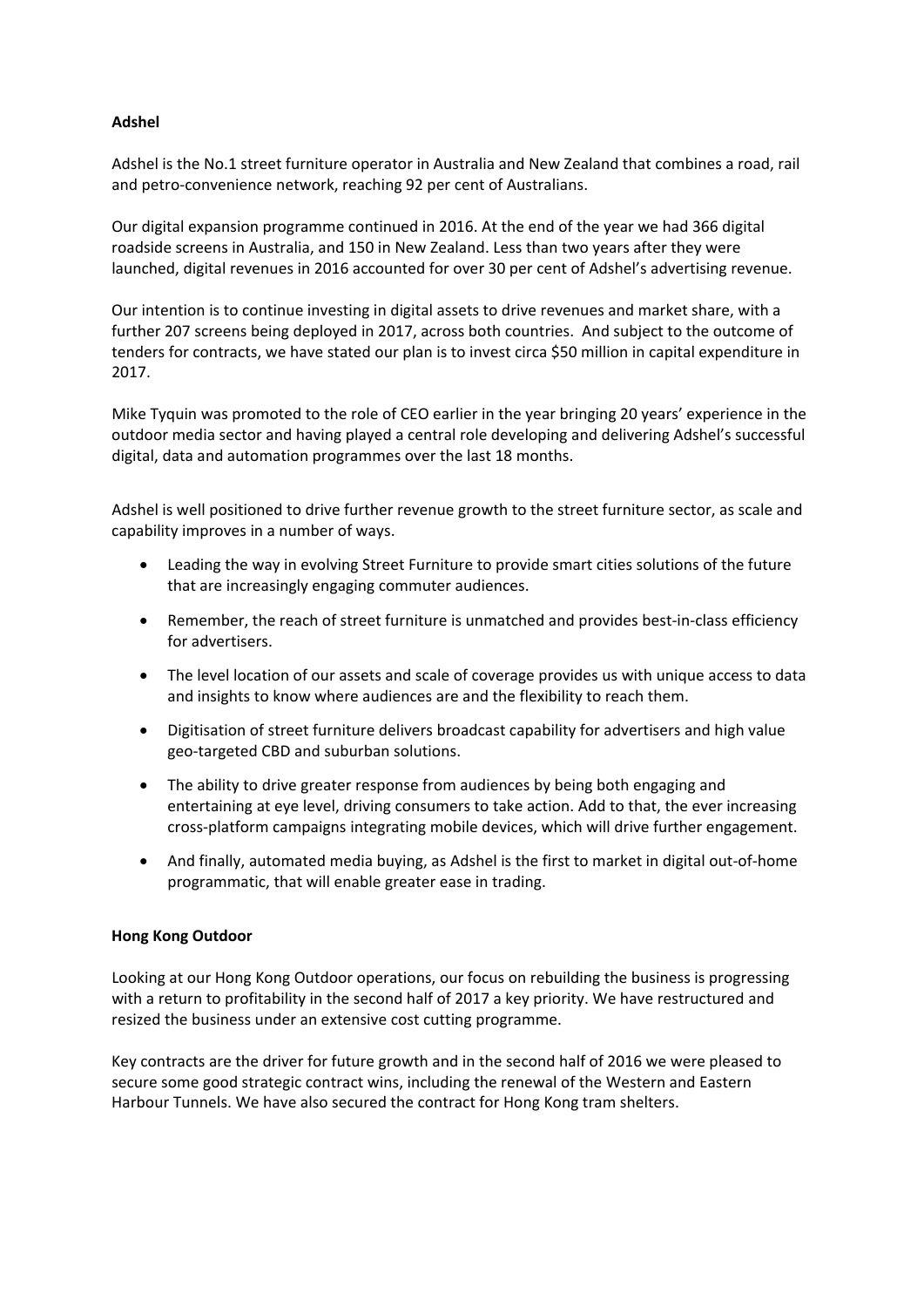**Adshel**

Adshel is the No.1 street furniture operator in Australia and New Zealand that combines a road, rail and petro-convenience network, reaching 92 per cent of Australians.

Our digital expansion programme continued in 2016. At the end of the year we had 366 digital roadside screens in Australia, and 150 in New Zealand. Less than two years after they were launched, digital revenues in 2016 accounted for over 30 per cent of Adshel's advertising revenue.

Our intention is to continue investing in digital assets to drive revenues and market share, with a further 207 screens being deployed in 2017, across both countries. And subject to the outcome of tenders for contracts, we have stated our plan is to invest circa $50 million in capital expenditure in 2017.

Mike Tyquin was promoted to the role of CEO earlier in the year bringing 20 years' experience in the outdoor media sector and having played a central role developing and delivering Adshel's successful digital, data and automation programmes over the last 18 months.

Adshel is well positioned to drive further revenue growth to the street furniture sector, as scale and capability improves in a number of ways.

- Leading the way in evolving Street Furniture to provide smart cities solutions of the future that are increasingly engaging commuter audiences.
- Remember, the reach of street furniture is unmatched and provides best-in-class efficiency for advertisers.
- The level location of our assets and scale of coverage provides us with unique access to data and insights to know where audiences are and the flexibility to reach them.
- Digitisation of street furniture delivers broadcast capability for advertisers and high value geo-targeted CBD and suburban solutions.
- The ability to drive greater response from audiences by being both engaging and entertaining at eye level, driving consumers to take action. Add to that, the ever increasing cross-platform campaigns integrating mobile devices, which will drive further engagement.
- And finally, automated media buying, as Adshel is the first to market in digital out-of-home programmatic, that will enable greater ease in trading.

**Hong Kong Outdoor**

Looking at our Hong Kong Outdoor operations, our focus on rebuilding the business is progressing with a return to profitability in the second half of 2017 a key priority. We have restructured and resized the business under an extensive cost cutting programme.

Key contracts are the driver for future growth and in the second half of 2016 we were pleased to secure some good strategic contract wins, including the renewal of the Western and Eastern Harbour Tunnels. We have also secured the contract for Hong Kong tram shelters.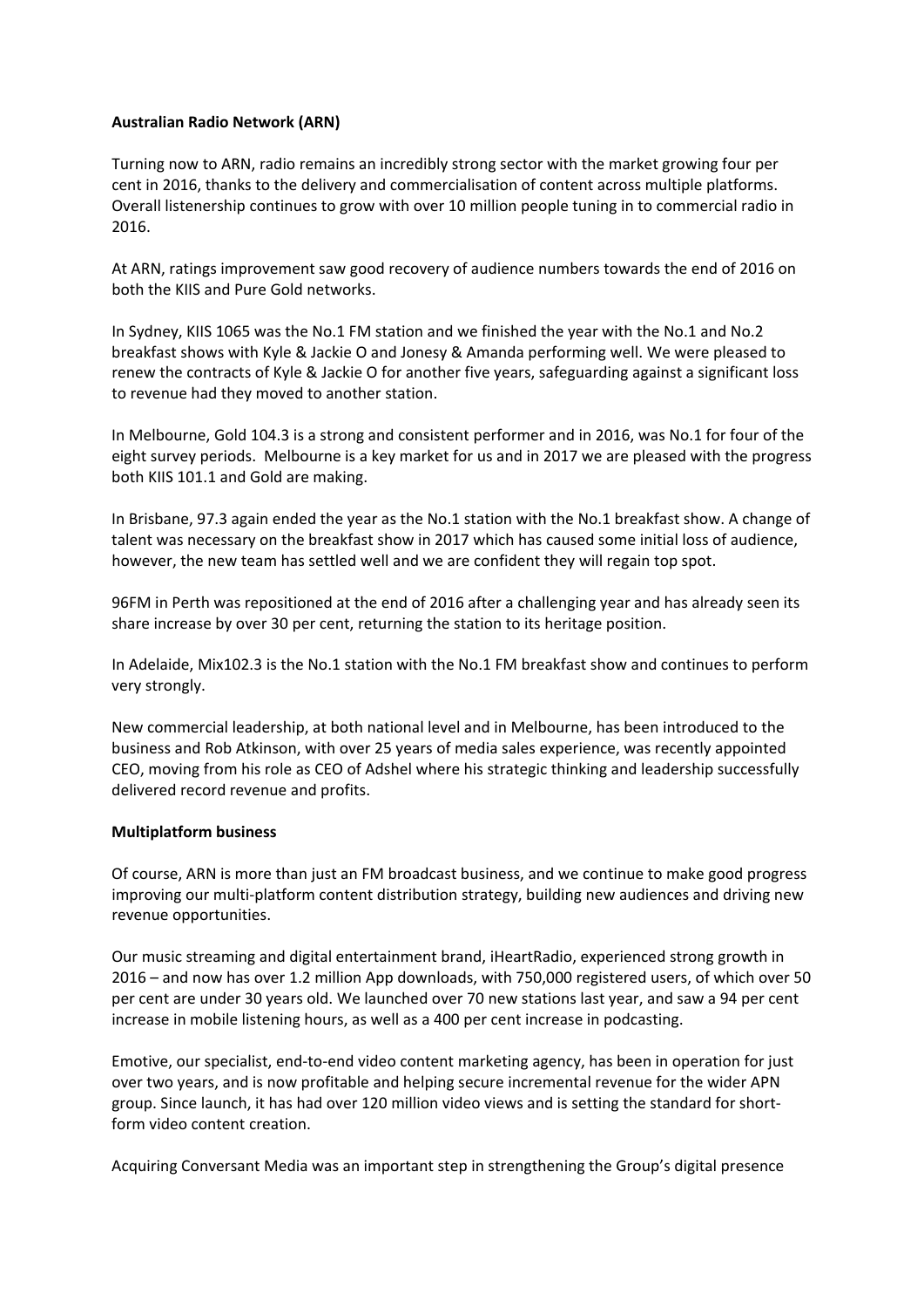**Australian Radio Network (ARN)**

Turning now to ARN, radio remains an incredibly strong sector with the market growing four per cent in 2016, thanks to the delivery and commercialisation of content across multiple platforms. Overall listenership continues to grow with over 10 million people tuning in to commercial radio in 2016.

At ARN, ratings improvement saw good recovery of audience numbers towards the end of 2016 on both the KIIS and Pure Gold networks.

In Sydney, KIIS 1065 was the No.1 FM station and we finished the year with the No.1 and No.2 breakfast shows with Kyle & Jackie O and Jonesy & Amanda performing well. We were pleased to renew the contracts of Kyle & Jackie O for another five years, safeguarding against a significant loss to revenue had they moved to another station.

In Melbourne, Gold 104.3 is a strong and consistent performer and in 2016, was No.1 for four of the eight survey periods. Melbourne is a key market for us and in 2017 we are pleased with the progress both KIIS 101.1 and Gold are making.

In Brisbane, 97.3 again ended the year as the No.1 station with the No.1 breakfast show. A change of talent was necessary on the breakfast show in 2017 which has caused some initial loss of audience, however, the new team has settled well and we are confident they will regain top spot.

96FM in Perth was repositioned at the end of 2016 after a challenging year and has already seen its share increase by over 30 per cent, returning the station to its heritage position.

In Adelaide, Mix102.3 is the No.1 station with the No.1 FM breakfast show and continues to perform very strongly.

New commercial leadership, at both national level and in Melbourne, has been introduced to the business and Rob Atkinson, with over 25 years of media sales experience, was recently appointed CEO, moving from his role as CEO of Adshel where his strategic thinking and leadership successfully delivered record revenue and profits.

**Multiplatform business**

Of course, ARN is more than just an FM broadcast business, and we continue to make good progress improving our multi-platform content distribution strategy, building new audiences and driving new revenue opportunities.

Our music streaming and digital entertainment brand, iHeartRadio, experienced strong growth in 2016 – and now has over 1.2 million App downloads, with 750,000 registered users, of which over 50 per cent are under 30 years old. We launched over 70 new stations last year, and saw a 94 per cent increase in mobile listening hours, as well as a 400 per cent increase in podcasting.

Emotive, our specialist, end-to-end video content marketing agency, has been in operation for just over two years, and is now profitable and helping secure incremental revenue for the wider APN group. Since launch, it has had over 120 million video views and is setting the standard for short-form video content creation.

Acquiring Conversant Media was an important step in strengthening the Group's digital presence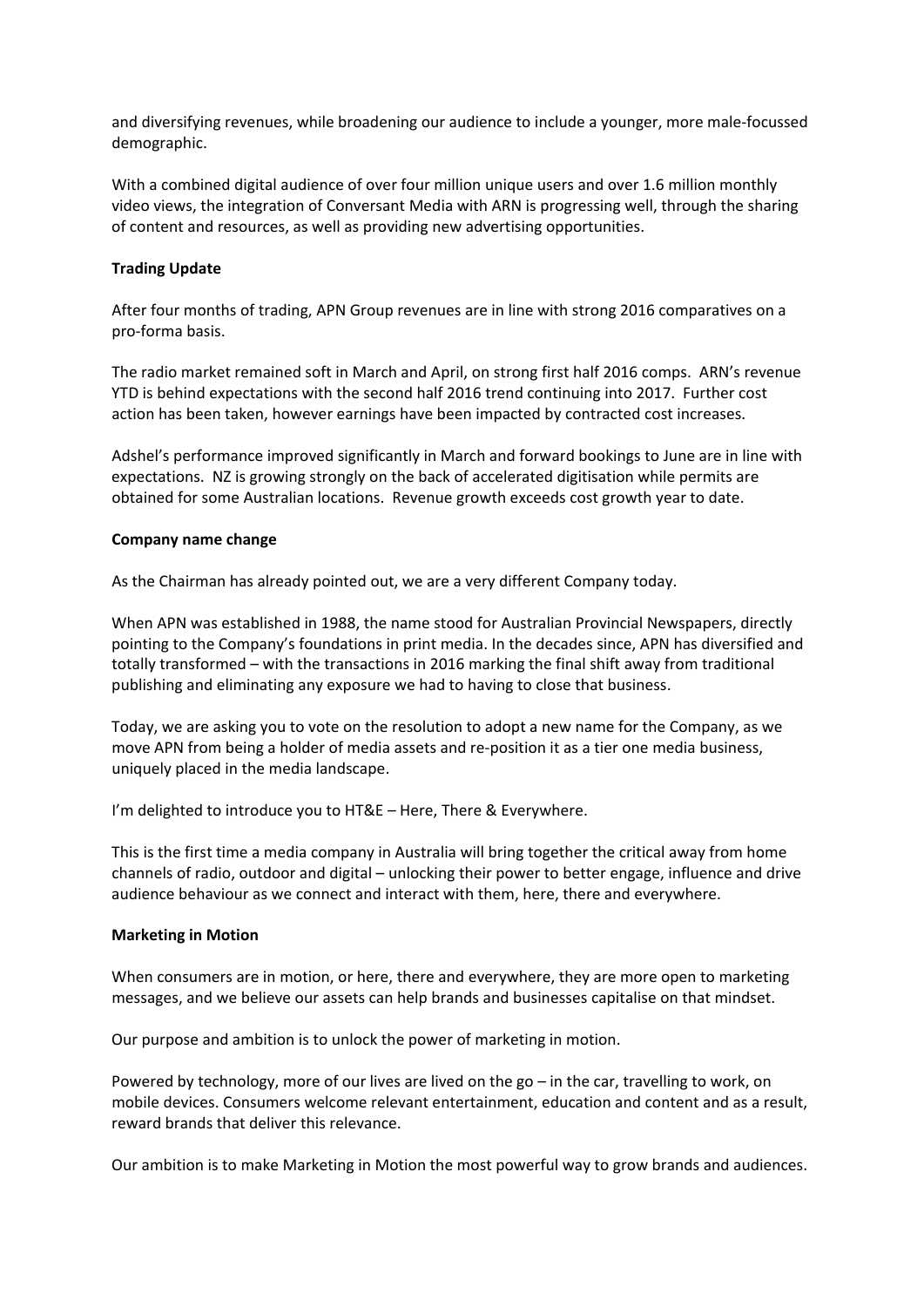and diversifying revenues, while broadening our audience to include a younger, more male-focussed demographic.

With a combined digital audience of over four million unique users and over 1.6 million monthly video views, the integration of Conversant Media with ARN is progressing well, through the sharing of content and resources, as well as providing new advertising opportunities.

**Trading Update**

After four months of trading, APN Group revenues are in line with strong 2016 comparatives on a pro-forma basis.

The radio market remained soft in March and April, on strong first half 2016 comps. ARN's revenue YTD is behind expectations with the second half 2016 trend continuing into 2017. Further cost action has been taken, however earnings have been impacted by contracted cost increases.

Adshel's performance improved significantly in March and forward bookings to June are in line with expectations. NZ is growing strongly on the back of accelerated digitisation while permits are obtained for some Australian locations. Revenue growth exceeds cost growth year to date.

**Company name change**

As the Chairman has already pointed out, we are a very different Company today.

When APN was established in 1988, the name stood for Australian Provincial Newspapers, directly pointing to the Company's foundations in print media. In the decades since, APN has diversified and totally transformed – with the transactions in 2016 marking the final shift away from traditional publishing and eliminating any exposure we had to having to close that business.

Today, we are asking you to vote on the resolution to adopt a new name for the Company, as we move APN from being a holder of media assets and re-position it as a tier one media business, uniquely placed in the media landscape.

I'm delighted to introduce you to HT&E – Here, There & Everywhere.

This is the first time a media company in Australia will bring together the critical away from home channels of radio, outdoor and digital – unlocking their power to better engage, influence and drive audience behaviour as we connect and interact with them, here, there and everywhere.

**Marketing in Motion**

When consumers are in motion, or here, there and everywhere, they are more open to marketing messages, and we believe our assets can help brands and businesses capitalise on that mindset.

Our purpose and ambition is to unlock the power of marketing in motion.

Powered by technology, more of our lives are lived on the go – in the car, travelling to work, on mobile devices. Consumers welcome relevant entertainment, education and content and as a result, reward brands that deliver this relevance.

Our ambition is to make Marketing in Motion the most powerful way to grow brands and audiences.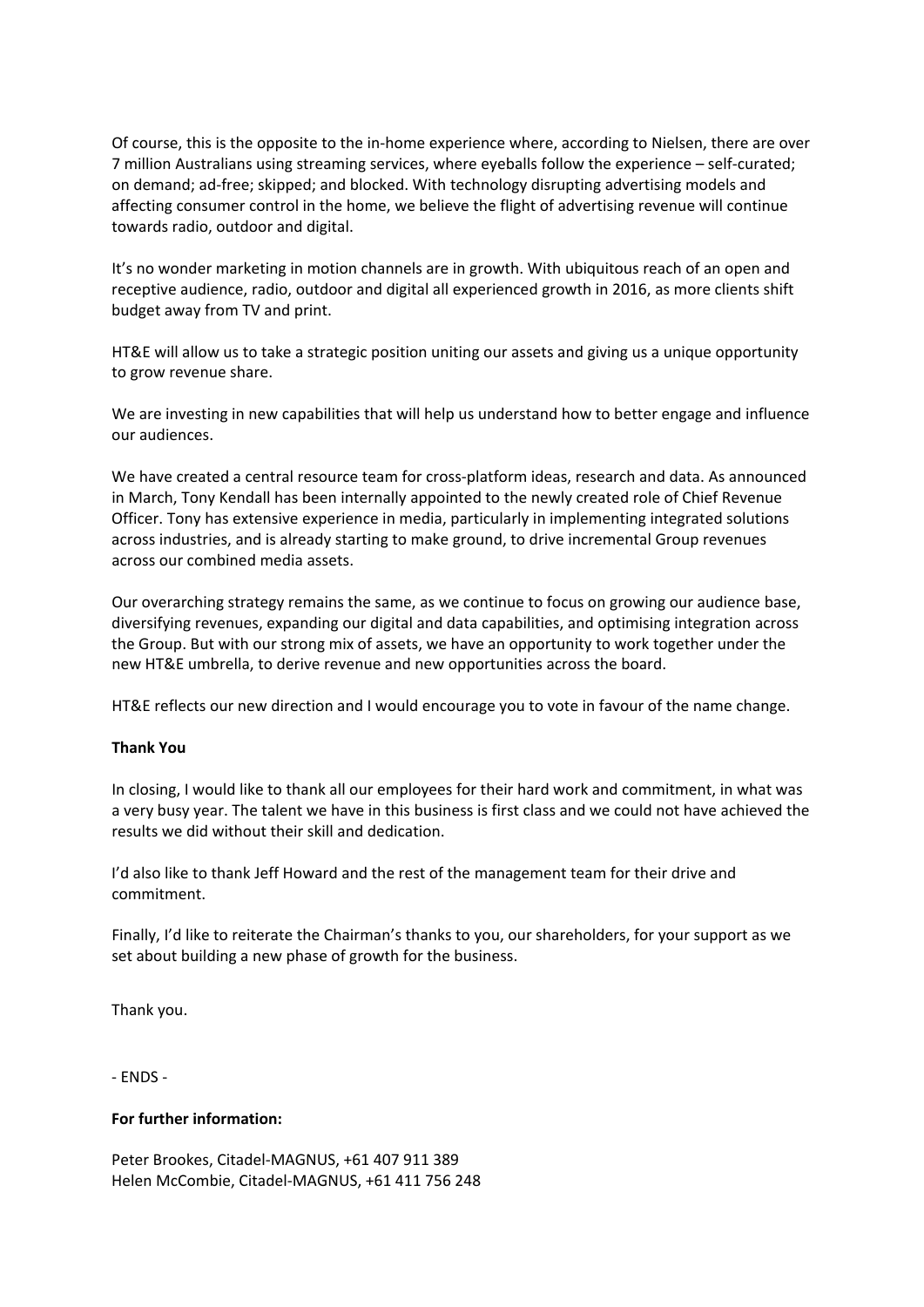Of course, this is the opposite to the in-home experience where, according to Nielsen, there are over 7 million Australians using streaming services, where eyeballs follow the experience – self-curated; on demand; ad-free; skipped; and blocked. With technology disrupting advertising models and affecting consumer control in the home, we believe the flight of advertising revenue will continue towards radio, outdoor and digital.

It's no wonder marketing in motion channels are in growth. With ubiquitous reach of an open and receptive audience, radio, outdoor and digital all experienced growth in 2016, as more clients shift budget away from TV and print.

HT&E will allow us to take a strategic position uniting our assets and giving us a unique opportunity to grow revenue share.

We are investing in new capabilities that will help us understand how to better engage and influence our audiences.

We have created a central resource team for cross-platform ideas, research and data. As announced in March, Tony Kendall has been internally appointed to the newly created role of Chief Revenue Officer. Tony has extensive experience in media, particularly in implementing integrated solutions across industries, and is already starting to make ground, to drive incremental Group revenues across our combined media assets.

Our overarching strategy remains the same, as we continue to focus on growing our audience base, diversifying revenues, expanding our digital and data capabilities, and optimising integration across the Group. But with our strong mix of assets, we have an opportunity to work together under the new HT&E umbrella, to derive revenue and new opportunities across the board.

HT&E reflects our new direction and I would encourage you to vote in favour of the name change.

**Thank You**

In closing, I would like to thank all our employees for their hard work and commitment, in what was a very busy year. The talent we have in this business is first class and we could not have achieved the results we did without their skill and dedication.

I'd also like to thank Jeff Howard and the rest of the management team for their drive and commitment.

Finally, I'd like to reiterate the Chairman's thanks to you, our shareholders, for your support as we set about building a new phase of growth for the business.

Thank you.

- ENDS -

**For further information:**

Peter Brookes, Citadel-MAGNUS, +61 407 911 389
Helen McCombie, Citadel-MAGNUS, +61 411 756 248